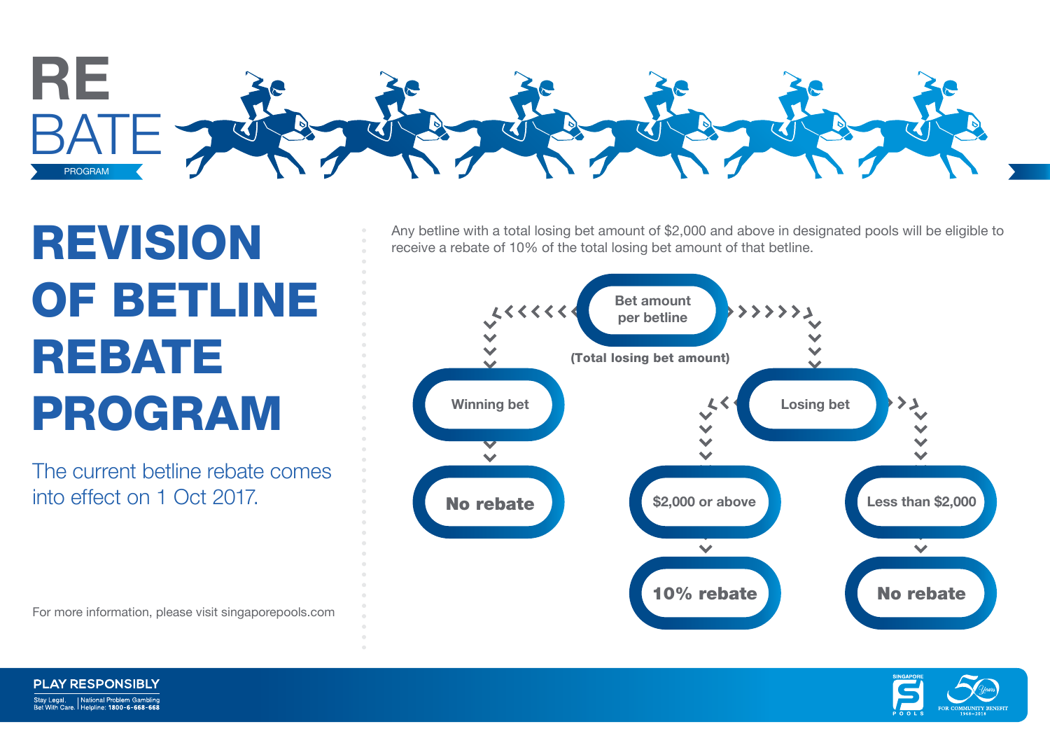# RE BATE PROGRAM

# REVISION OF BETLINE REBATE PROGRAM

The current betline rebate comes into effect on 1 Oct 2017.

Any betline with a total losing bet amount of $2,000 and above in designated pools will be eligible to receive a rebate of 10% of the total losing bet amount of that betline.

**Bet amount per betline**

**(Total losing bet amount)**

- **Winning bet** → **No rebate**
- **Losing bet**
  - **$2,000 or above** → **10% rebate**
  - **Less than $2,000** → **No rebate**

For more information, please visit singaporepools.com

**PLAY RESPONSIBLY**

Stay Legal. Bet With Care. | National Problem Gambling Helpline: **1800-6-668-668**

SINGAPORE POOLS

50 Years FOR COMMUNITY BENEFIT 1968–2018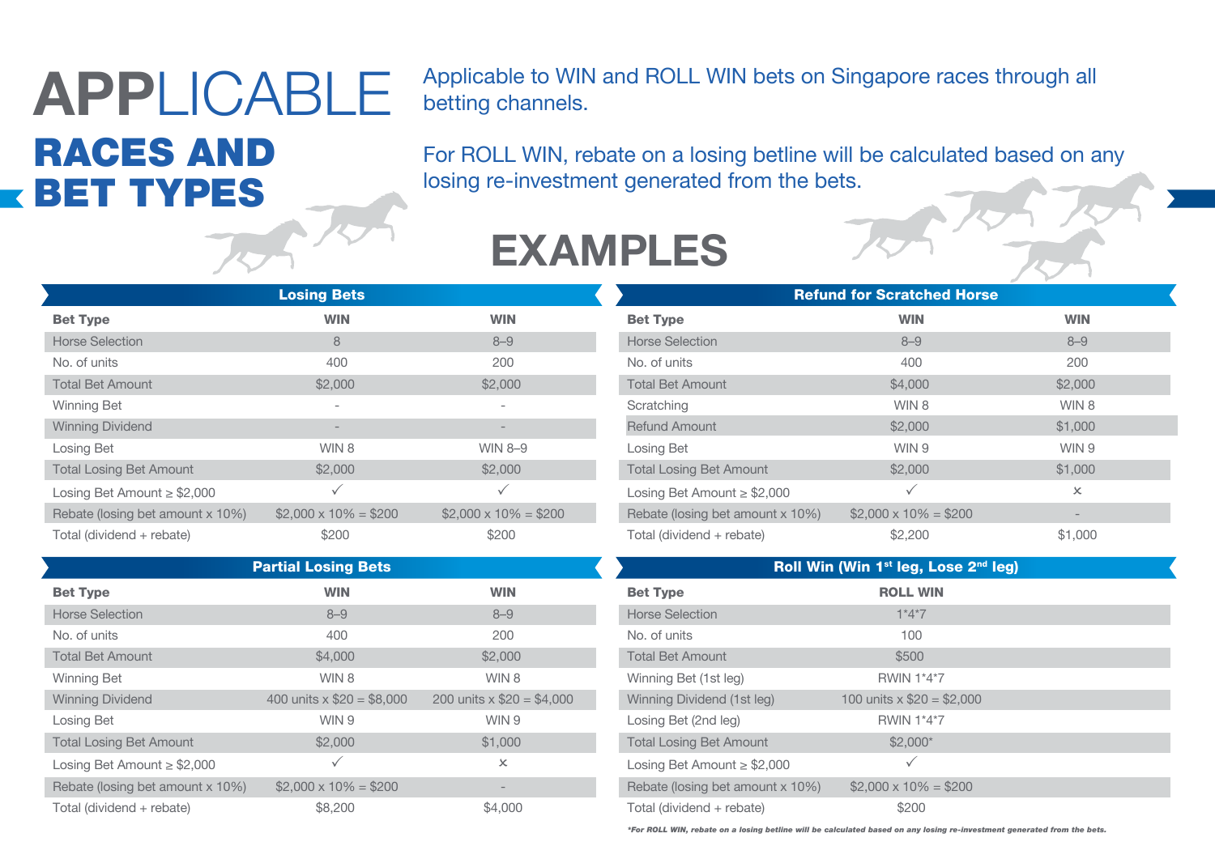# APPLICABLE RACES AND BET TYPES

Applicable to WIN and ROLL WIN bets on Singapore races through all betting channels.

For ROLL WIN, rebate on a losing betline will be calculated based on any losing re-investment generated from the bets.

# EXAMPLES

**Losing Bets**

| Bet Type | WIN | WIN |
|---|---|---|
| Horse Selection | 8 | 8–9 |
| No. of units | 400 | 200 |
| Total Bet Amount | $2,000 | $2,000 |
| Winning Bet | - | - |
| Winning Dividend | - | - |
| Losing Bet | WIN 8 | WIN 8–9 |
| Total Losing Bet Amount | $2,000 | $2,000 |
| Losing Bet Amount ≥ $2,000 | ✓ | ✓ |
| Rebate (losing bet amount x 10%) | $2,000 x 10% = $200 | $2,000 x 10% = $200 |
| Total (dividend + rebate) | $200 | $200 |

**Refund for Scratched Horse**

| Bet Type | WIN | WIN |
|---|---|---|
| Horse Selection | 8–9 | 8–9 |
| No. of units | 400 | 200 |
| Total Bet Amount | $4,000 | $2,000 |
| Scratching | WIN 8 | WIN 8 |
| Refund Amount | $2,000 | $1,000 |
| Losing Bet | WIN 9 | WIN 9 |
| Total Losing Bet Amount | $2,000 | $1,000 |
| Losing Bet Amount ≥ $2,000 | ✓ | × |
| Rebate (losing bet amount x 10%) | $2,000 x 10% = $200 | - |
| Total (dividend + rebate) | $2,200 | $1,000 |

**Partial Losing Bets**

| Bet Type | WIN | WIN |
|---|---|---|
| Horse Selection | 8–9 | 8–9 |
| No. of units | 400 | 200 |
| Total Bet Amount | $4,000 | $2,000 |
| Winning Bet | WIN 8 | WIN 8 |
| Winning Dividend | 400 units x $20 = $8,000 | 200 units x $20 = $4,000 |
| Losing Bet | WIN 9 | WIN 9 |
| Total Losing Bet Amount | $2,000 | $1,000 |
| Losing Bet Amount ≥ $2,000 | ✓ | × |
| Rebate (losing bet amount x 10%) | $2,000 x 10% = $200 | - |
| Total (dividend + rebate) | $8,200 | $4,000 |

**Roll Win (Win 1st leg, Lose 2nd leg)**

| Bet Type | ROLL WIN |
|---|---|
| Horse Selection | 1*4*7 |
| No. of units | 100 |
| Total Bet Amount | $500 |
| Winning Bet (1st leg) | RWIN 1*4*7 |
| Winning Dividend (1st leg) | 100 units x $20 = $2,000 |
| Losing Bet (2nd leg) | RWIN 1*4*7 |
| Total Losing Bet Amount | $2,000* |
| Losing Bet Amount ≥ $2,000 | ✓ |
| Rebate (losing bet amount x 10%) | $2,000 x 10% = $200 |
| Total (dividend + rebate) | $200 |

*\*For ROLL WIN, rebate on a losing betline will be calculated based on any losing re-investment generated from the bets.*